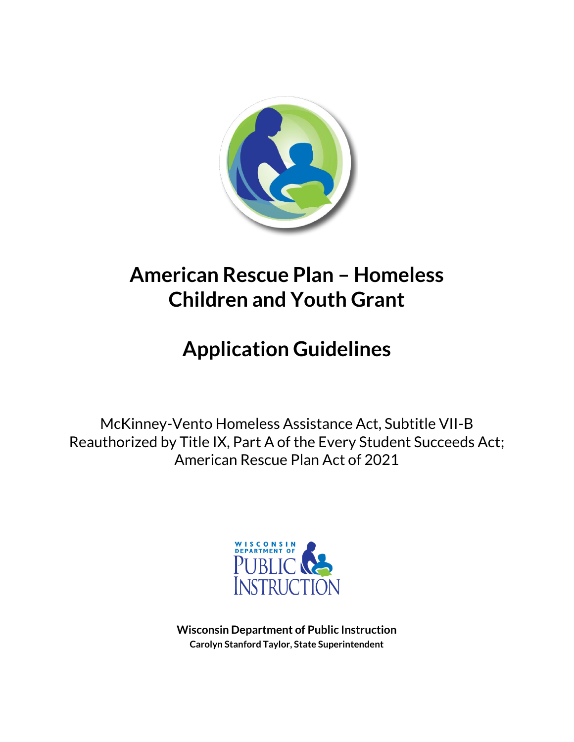# American Rescue Plan – Homeless Children and Youth Grant

# Application Guidelines

McKinney-Vento Homeless Assistance Act, Subtitle VII-B
Reauthorized by Title IX, Part A of the Every Student Succeeds Act;
American Rescue Plan Act of 2021

**Wisconsin Department of Public Instruction**
**Carolyn Stanford Taylor, State Superintendent**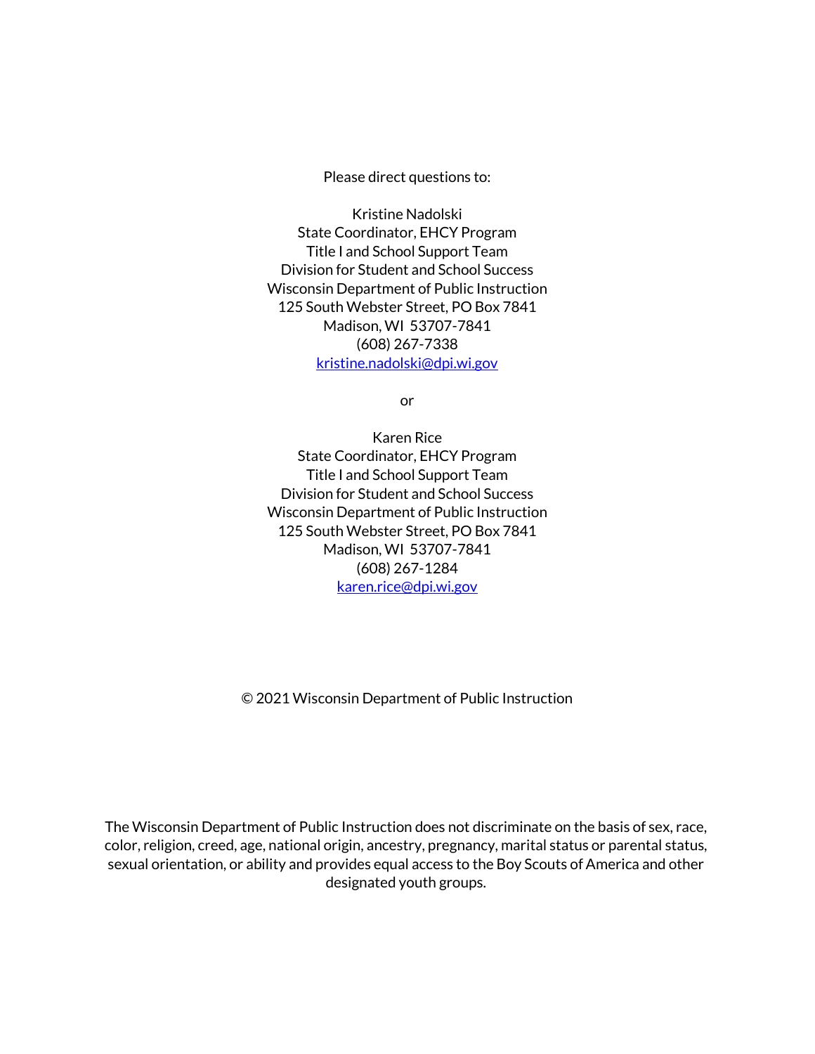Please direct questions to:

Kristine Nadolski  
State Coordinator, EHCY Program  
Title I and School Support Team  
Division for Student and School Success  
Wisconsin Department of Public Instruction  
125 South Webster Street, PO Box 7841  
Madison, WI 53707-7841  
(608) 267-7338  
kristine.nadolski@dpi.wi.gov

or

Karen Rice  
State Coordinator, EHCY Program  
Title I and School Support Team  
Division for Student and School Success  
Wisconsin Department of Public Instruction  
125 South Webster Street, PO Box 7841  
Madison, WI 53707-7841  
(608) 267-1284  
karen.rice@dpi.wi.gov

© 2021 Wisconsin Department of Public Instruction

The Wisconsin Department of Public Instruction does not discriminate on the basis of sex, race, color, religion, creed, age, national origin, ancestry, pregnancy, marital status or parental status, sexual orientation, or ability and provides equal access to the Boy Scouts of America and other designated youth groups.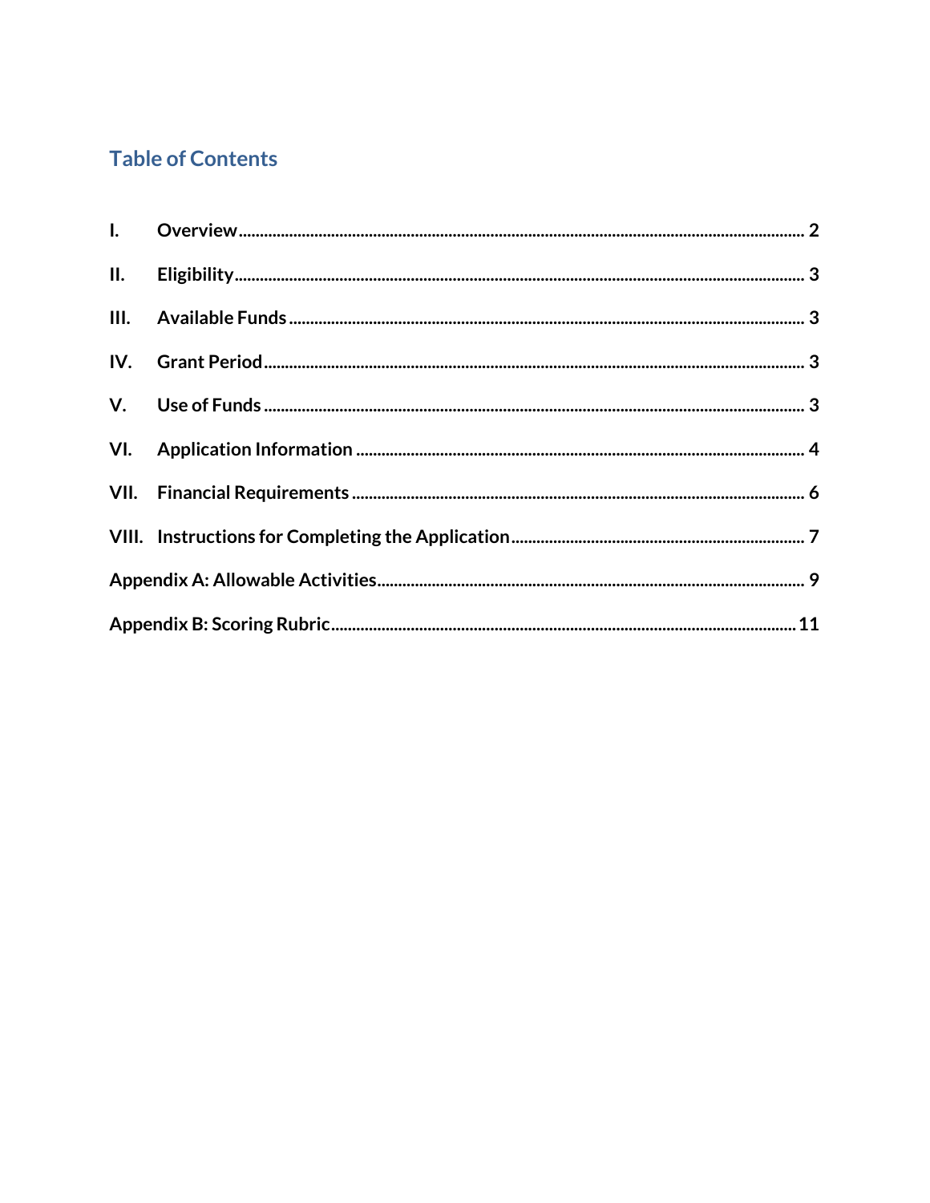## Table of Contents

I. Overview ........................................................................................................................ 2

II. Eligibility ........................................................................................................................ 3

III. Available Funds ........................................................................................................... 3

IV. Grant Period ................................................................................................................. 3

V. Use of Funds ................................................................................................................. 3

VI. Application Information ............................................................................................. 4

VII. Financial Requirements ........................................................................................... 6

VIII. Instructions for Completing the Application ...................................................... 7

Appendix A: Allowable Activities ..................................................................................... 9

Appendix B: Scoring Rubric ............................................................................................ 11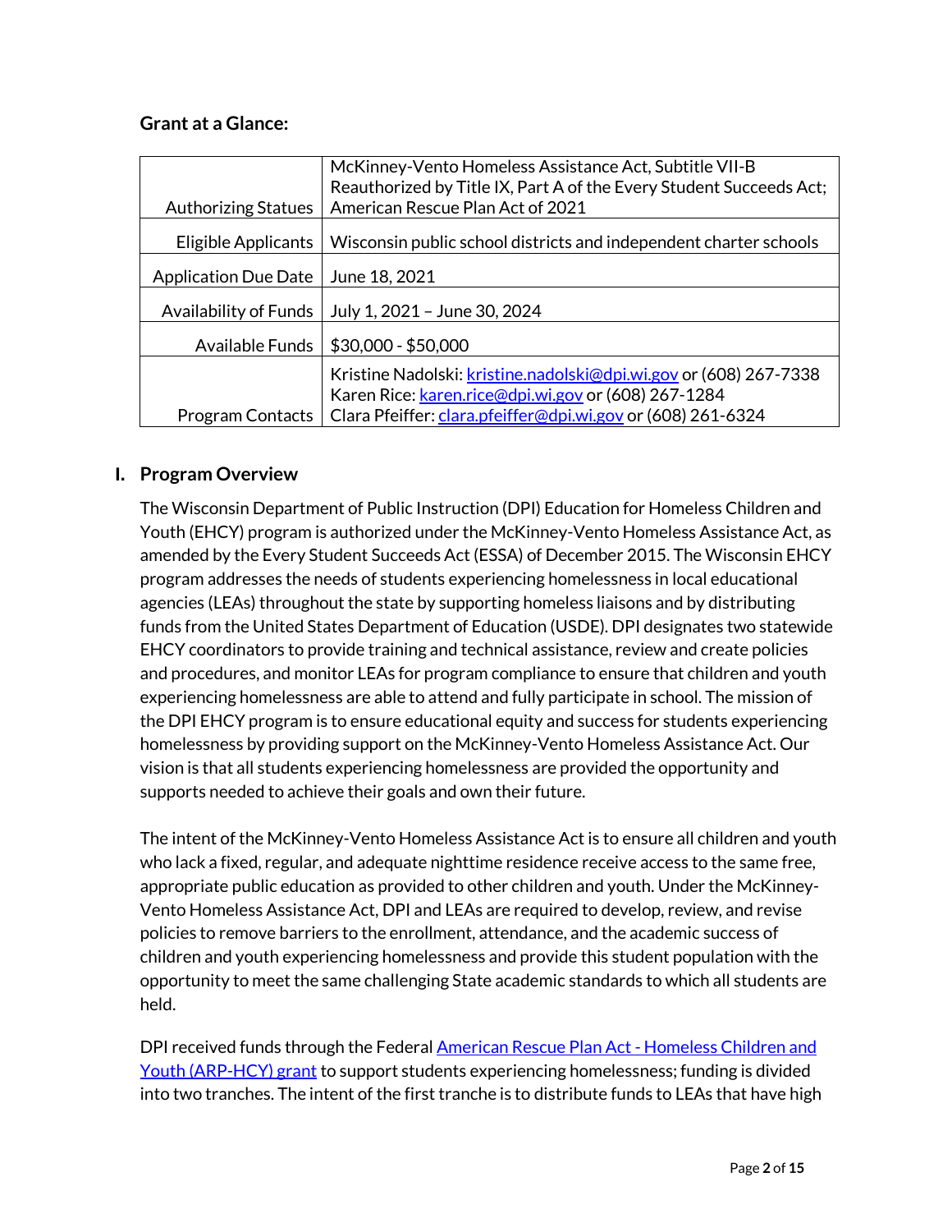### Grant at a Glance:

| | |
|---|---|
| Authorizing Statues | McKinney-Vento Homeless Assistance Act, Subtitle VII-B Reauthorized by Title IX, Part A of the Every Student Succeeds Act; American Rescue Plan Act of 2021 |
| Eligible Applicants | Wisconsin public school districts and independent charter schools |
| Application Due Date | June 18, 2021 |
| Availability of Funds | July 1, 2021 – June 30, 2024 |
| Available Funds | $30,000 - $50,000 |
| Program Contacts | Kristine Nadolski: [kristine.nadolski@dpi.wi.gov](mailto:kristine.nadolski@dpi.wi.gov) or (608) 267-7338<br>Karen Rice: [karen.rice@dpi.wi.gov](mailto:karen.rice@dpi.wi.gov) or (608) 267-1284<br>Clara Pfeiffer: [clara.pfeiffer@dpi.wi.gov](mailto:clara.pfeiffer@dpi.wi.gov) or (608) 261-6324 |

## I. Program Overview

The Wisconsin Department of Public Instruction (DPI) Education for Homeless Children and Youth (EHCY) program is authorized under the McKinney-Vento Homeless Assistance Act, as amended by the Every Student Succeeds Act (ESSA) of December 2015. The Wisconsin EHCY program addresses the needs of students experiencing homelessness in local educational agencies (LEAs) throughout the state by supporting homeless liaisons and by distributing funds from the United States Department of Education (USDE). DPI designates two statewide EHCY coordinators to provide training and technical assistance, review and create policies and procedures, and monitor LEAs for program compliance to ensure that children and youth experiencing homelessness are able to attend and fully participate in school. The mission of the DPI EHCY program is to ensure educational equity and success for students experiencing homelessness by providing support on the McKinney-Vento Homeless Assistance Act. Our vision is that all students experiencing homelessness are provided the opportunity and supports needed to achieve their goals and own their future.

The intent of the McKinney-Vento Homeless Assistance Act is to ensure all children and youth who lack a fixed, regular, and adequate nighttime residence receive access to the same free, appropriate public education as provided to other children and youth. Under the McKinney-Vento Homeless Assistance Act, DPI and LEAs are required to develop, review, and revise policies to remove barriers to the enrollment, attendance, and the academic success of children and youth experiencing homelessness and provide this student population with the opportunity to meet the same challenging State academic standards to which all students are held.

DPI received funds through the Federal [American Rescue Plan Act - Homeless Children and Youth (ARP-HCY) grant](#) to support students experiencing homelessness; funding is divided into two tranches. The intent of the first tranche is to distribute funds to LEAs that have high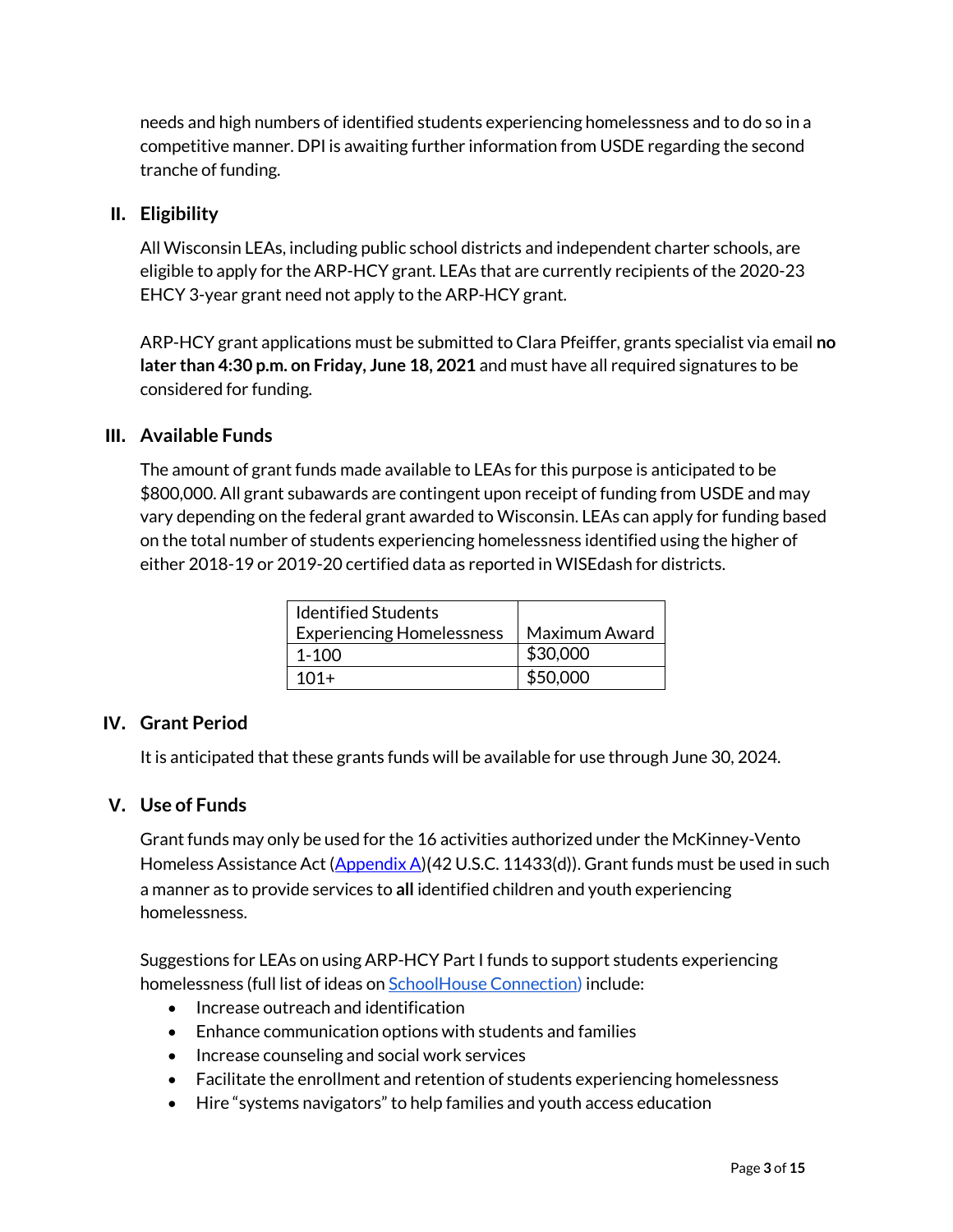needs and high numbers of identified students experiencing homelessness and to do so in a competitive manner. DPI is awaiting further information from USDE regarding the second tranche of funding.

## II. Eligibility

All Wisconsin LEAs, including public school districts and independent charter schools, are eligible to apply for the ARP-HCY grant. LEAs that are currently recipients of the 2020-23 EHCY 3-year grant need not apply to the ARP-HCY grant.

ARP-HCY grant applications must be submitted to Clara Pfeiffer, grants specialist via email **no later than 4:30 p.m. on Friday, June 18, 2021** and must have all required signatures to be considered for funding.

## III. Available Funds

The amount of grant funds made available to LEAs for this purpose is anticipated to be $800,000. All grant subawards are contingent upon receipt of funding from USDE and may vary depending on the federal grant awarded to Wisconsin. LEAs can apply for funding based on the total number of students experiencing homelessness identified using the higher of either 2018-19 or 2019-20 certified data as reported in WISEdash for districts.

| Identified Students Experiencing Homelessness | Maximum Award |
|---|---|
| 1-100 | $30,000 |
| 101+ | $50,000 |

## IV. Grant Period

It is anticipated that these grants funds will be available for use through June 30, 2024.

## V. Use of Funds

Grant funds may only be used for the 16 activities authorized under the McKinney-Vento Homeless Assistance Act (Appendix A)(42 U.S.C. 11433(d)). Grant funds must be used in such a manner as to provide services to **all** identified children and youth experiencing homelessness.

Suggestions for LEAs on using ARP-HCY Part I funds to support students experiencing homelessness (full list of ideas on SchoolHouse Connection) include:

- Increase outreach and identification
- Enhance communication options with students and families
- Increase counseling and social work services
- Facilitate the enrollment and retention of students experiencing homelessness
- Hire "systems navigators" to help families and youth access education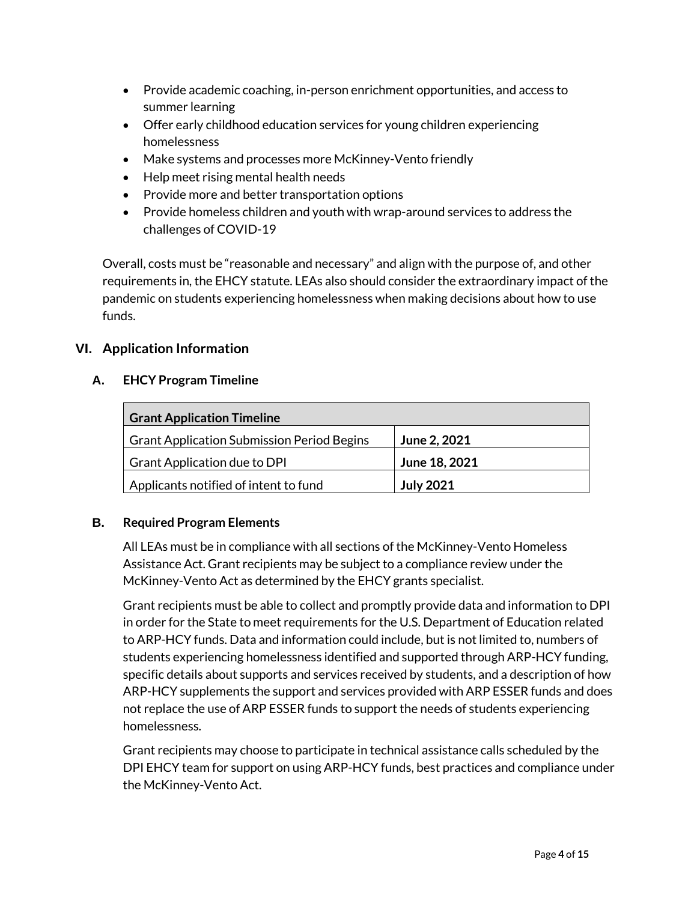- Provide academic coaching, in-person enrichment opportunities, and access to summer learning
- Offer early childhood education services for young children experiencing homelessness
- Make systems and processes more McKinney-Vento friendly
- Help meet rising mental health needs
- Provide more and better transportation options
- Provide homeless children and youth with wrap-around services to address the challenges of COVID-19

Overall, costs must be "reasonable and necessary" and align with the purpose of, and other requirements in, the EHCY statute. LEAs also should consider the extraordinary impact of the pandemic on students experiencing homelessness when making decisions about how to use funds.

## VI. Application Information

### A. EHCY Program Timeline

| Grant Application Timeline | |
|---|---|
| Grant Application Submission Period Begins | **June 2, 2021** |
| Grant Application due to DPI | **June 18, 2021** |
| Applicants notified of intent to fund | **July 2021** |

### B. Required Program Elements

All LEAs must be in compliance with all sections of the McKinney-Vento Homeless Assistance Act. Grant recipients may be subject to a compliance review under the McKinney-Vento Act as determined by the EHCY grants specialist.

Grant recipients must be able to collect and promptly provide data and information to DPI in order for the State to meet requirements for the U.S. Department of Education related to ARP-HCY funds. Data and information could include, but is not limited to, numbers of students experiencing homelessness identified and supported through ARP-HCY funding, specific details about supports and services received by students, and a description of how ARP-HCY supplements the support and services provided with ARP ESSER funds and does not replace the use of ARP ESSER funds to support the needs of students experiencing homelessness.

Grant recipients may choose to participate in technical assistance calls scheduled by the DPI EHCY team for support on using ARP-HCY funds, best practices and compliance under the McKinney-Vento Act.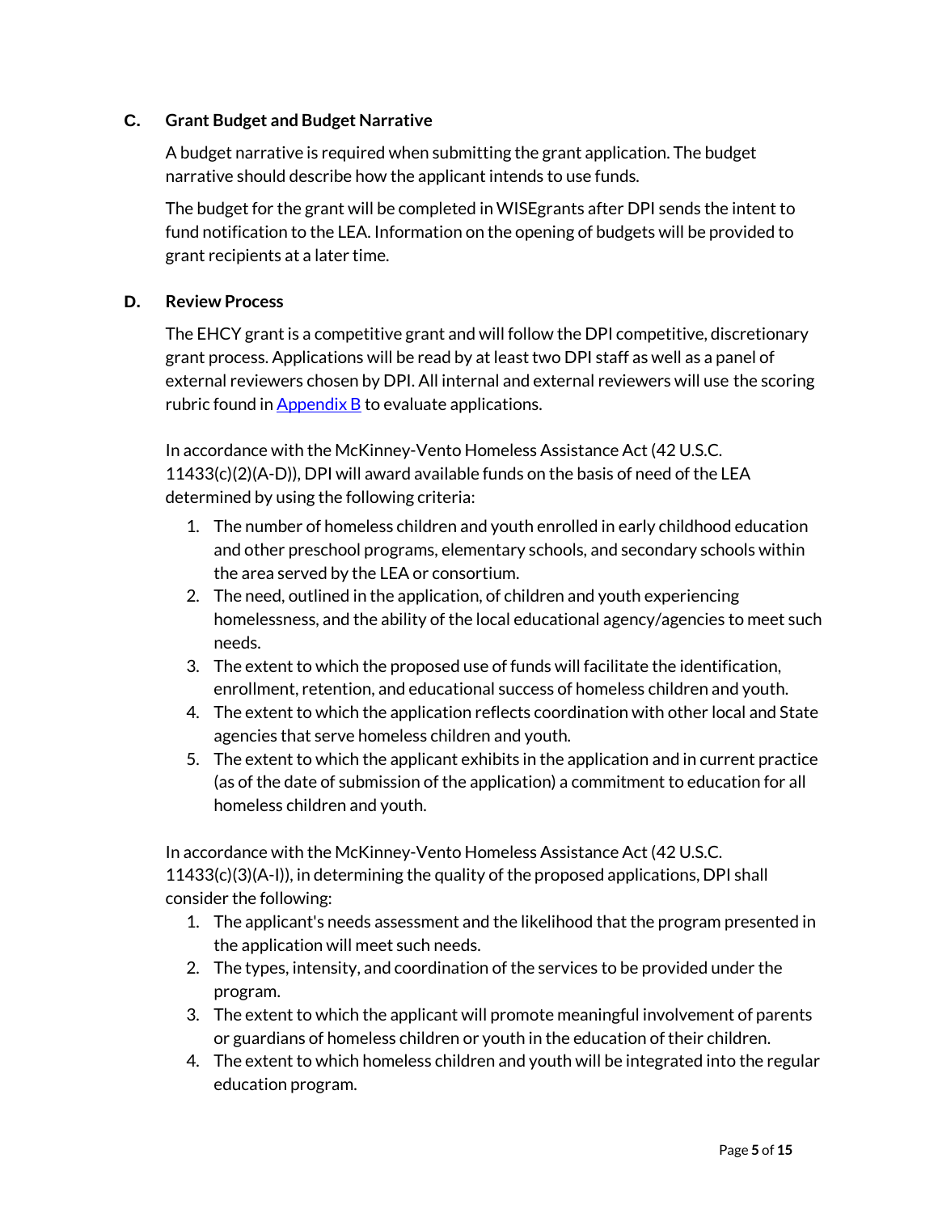### C. Grant Budget and Budget Narrative

A budget narrative is required when submitting the grant application. The budget narrative should describe how the applicant intends to use funds.

The budget for the grant will be completed in WISEgrants after DPI sends the intent to fund notification to the LEA. Information on the opening of budgets will be provided to grant recipients at a later time.

### D. Review Process

The EHCY grant is a competitive grant and will follow the DPI competitive, discretionary grant process. Applications will be read by at least two DPI staff as well as a panel of external reviewers chosen by DPI. All internal and external reviewers will use the scoring rubric found in [Appendix B](#) to evaluate applications.

In accordance with the McKinney-Vento Homeless Assistance Act (42 U.S.C. 11433(c)(2)(A-D)), DPI will award available funds on the basis of need of the LEA determined by using the following criteria:

1. The number of homeless children and youth enrolled in early childhood education and other preschool programs, elementary schools, and secondary schools within the area served by the LEA or consortium.
2. The need, outlined in the application, of children and youth experiencing homelessness, and the ability of the local educational agency/agencies to meet such needs.
3. The extent to which the proposed use of funds will facilitate the identification, enrollment, retention, and educational success of homeless children and youth.
4. The extent to which the application reflects coordination with other local and State agencies that serve homeless children and youth.
5. The extent to which the applicant exhibits in the application and in current practice (as of the date of submission of the application) a commitment to education for all homeless children and youth.

In accordance with the McKinney-Vento Homeless Assistance Act (42 U.S.C. 11433(c)(3)(A-I)), in determining the quality of the proposed applications, DPI shall consider the following:

1. The applicant's needs assessment and the likelihood that the program presented in the application will meet such needs.
2. The types, intensity, and coordination of the services to be provided under the program.
3. The extent to which the applicant will promote meaningful involvement of parents or guardians of homeless children or youth in the education of their children.
4. The extent to which homeless children and youth will be integrated into the regular education program.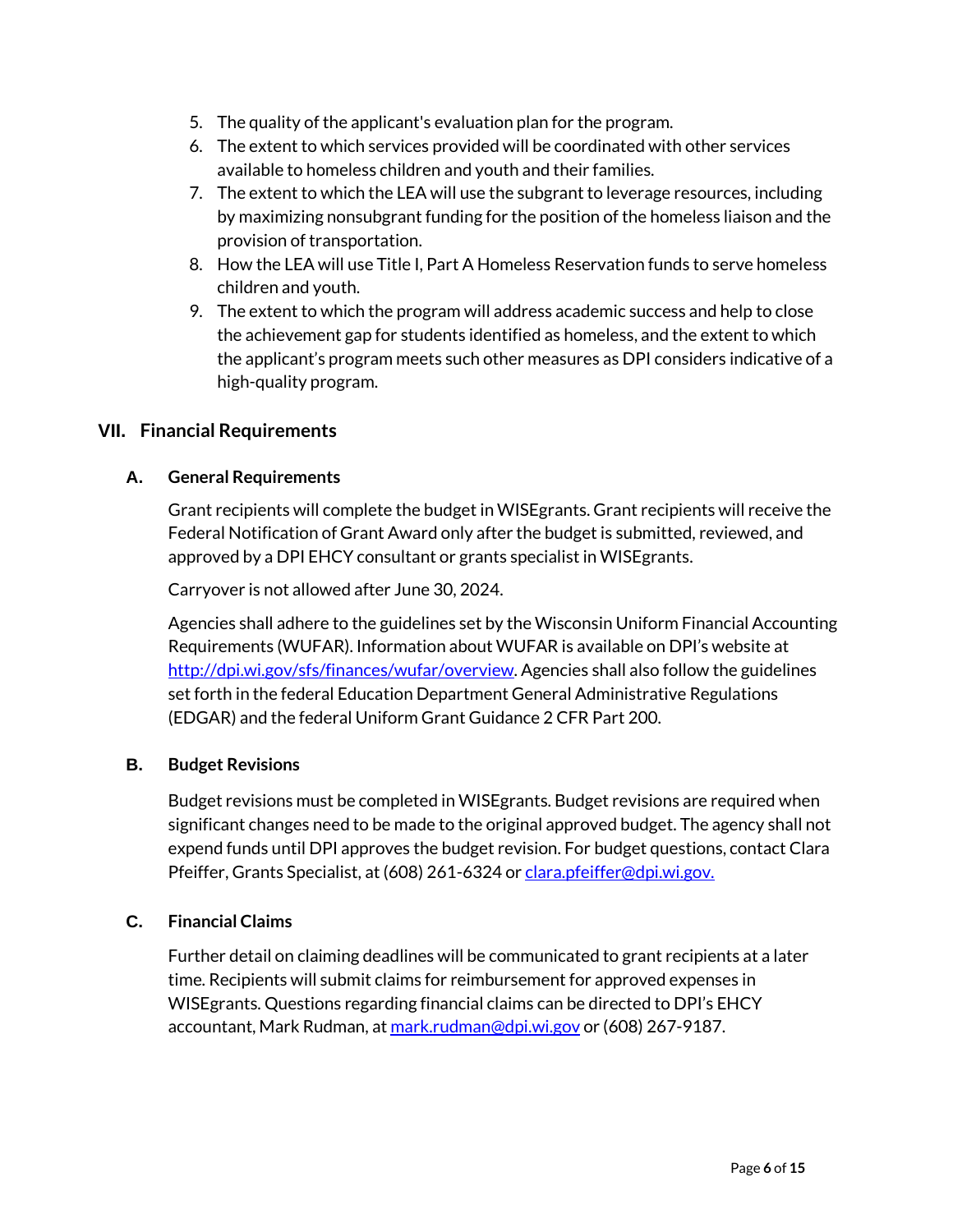5. The quality of the applicant's evaluation plan for the program.
6. The extent to which services provided will be coordinated with other services available to homeless children and youth and their families.
7. The extent to which the LEA will use the subgrant to leverage resources, including by maximizing nonsubgrant funding for the position of the homeless liaison and the provision of transportation.
8. How the LEA will use Title I, Part A Homeless Reservation funds to serve homeless children and youth.
9. The extent to which the program will address academic success and help to close the achievement gap for students identified as homeless, and the extent to which the applicant's program meets such other measures as DPI considers indicative of a high-quality program.

## VII. Financial Requirements

### A. General Requirements

Grant recipients will complete the budget in WISEgrants. Grant recipients will receive the Federal Notification of Grant Award only after the budget is submitted, reviewed, and approved by a DPI EHCY consultant or grants specialist in WISEgrants.

Carryover is not allowed after June 30, 2024.

Agencies shall adhere to the guidelines set by the Wisconsin Uniform Financial Accounting Requirements (WUFAR). Information about WUFAR is available on DPI's website at [http://dpi.wi.gov/sfs/finances/wufar/overview](http://dpi.wi.gov/sfs/finances/wufar/overview). Agencies shall also follow the guidelines set forth in the federal Education Department General Administrative Regulations (EDGAR) and the federal Uniform Grant Guidance 2 CFR Part 200.

### B. Budget Revisions

Budget revisions must be completed in WISEgrants. Budget revisions are required when significant changes need to be made to the original approved budget. The agency shall not expend funds until DPI approves the budget revision. For budget questions, contact Clara Pfeiffer, Grants Specialist, at (608) 261-6324 or [clara.pfeiffer@dpi.wi.gov.](mailto:clara.pfeiffer@dpi.wi.gov)

### C. Financial Claims

Further detail on claiming deadlines will be communicated to grant recipients at a later time. Recipients will submit claims for reimbursement for approved expenses in WISEgrants. Questions regarding financial claims can be directed to DPI's EHCY accountant, Mark Rudman, at [mark.rudman@dpi.wi.gov](mailto:mark.rudman@dpi.wi.gov) or (608) 267-9187.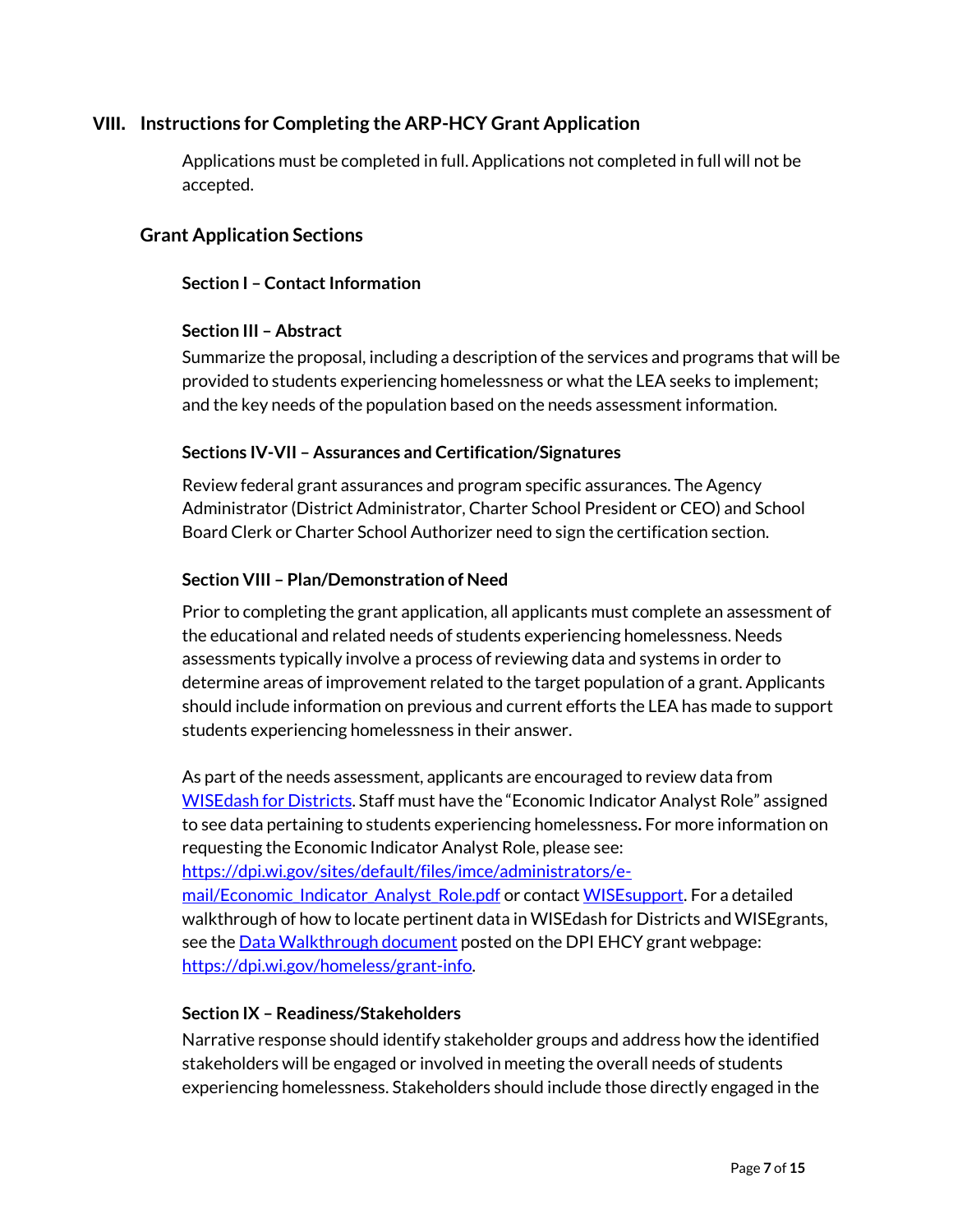## VIII. Instructions for Completing the ARP-HCY Grant Application

Applications must be completed in full. Applications not completed in full will not be accepted.

### Grant Application Sections

#### Section I – Contact Information

#### Section III – Abstract

Summarize the proposal, including a description of the services and programs that will be provided to students experiencing homelessness or what the LEA seeks to implement; and the key needs of the population based on the needs assessment information.

#### Sections IV-VII – Assurances and Certification/Signatures

Review federal grant assurances and program specific assurances. The Agency Administrator (District Administrator, Charter School President or CEO) and School Board Clerk or Charter School Authorizer need to sign the certification section.

#### Section VIII – Plan/Demonstration of Need

Prior to completing the grant application, all applicants must complete an assessment of the educational and related needs of students experiencing homelessness. Needs assessments typically involve a process of reviewing data and systems in order to determine areas of improvement related to the target population of a grant. Applicants should include information on previous and current efforts the LEA has made to support students experiencing homelessness in their answer.

As part of the needs assessment, applicants are encouraged to review data from WISEdash for Districts. Staff must have the "Economic Indicator Analyst Role" assigned to see data pertaining to students experiencing homelessness**.** For more information on requesting the Economic Indicator Analyst Role, please see: https://dpi.wi.gov/sites/default/files/imce/administrators/e-mail/Economic_Indicator_Analyst_Role.pdf or contact WISEsupport. For a detailed walkthrough of how to locate pertinent data in WISEdash for Districts and WISEgrants, see the Data Walkthrough document posted on the DPI EHCY grant webpage: https://dpi.wi.gov/homeless/grant-info.

#### Section IX – Readiness/Stakeholders

Narrative response should identify stakeholder groups and address how the identified stakeholders will be engaged or involved in meeting the overall needs of students experiencing homelessness. Stakeholders should include those directly engaged in the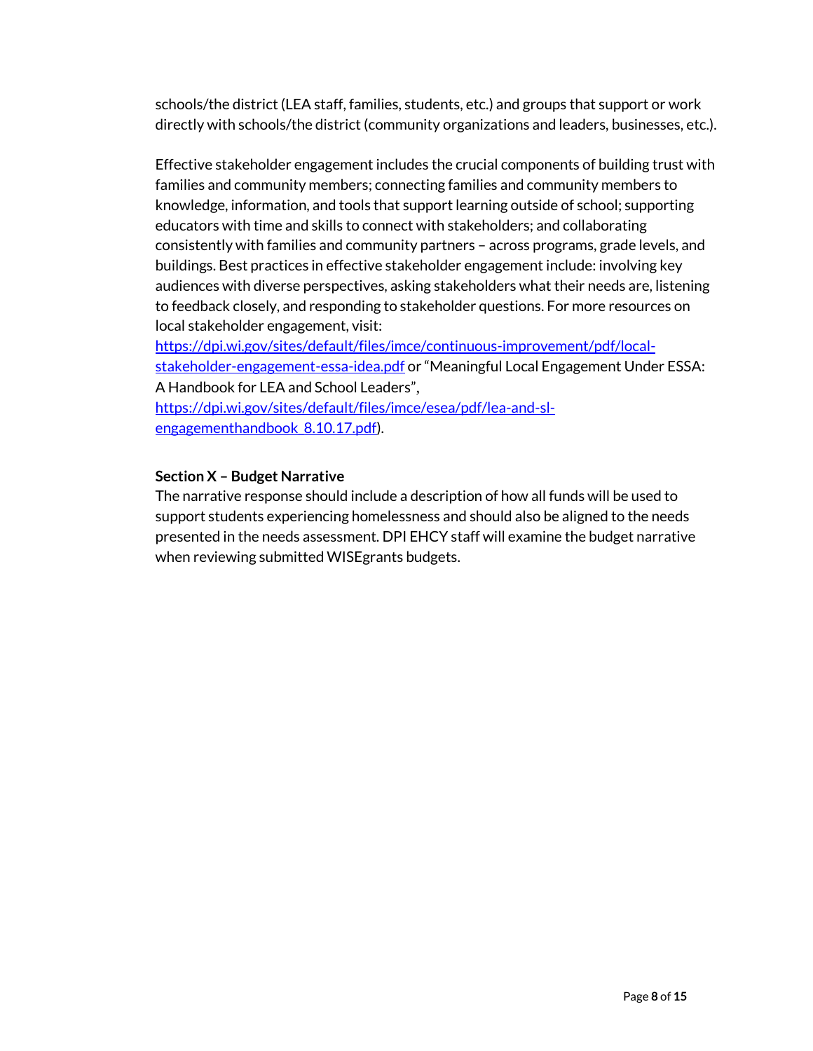schools/the district (LEA staff, families, students, etc.) and groups that support or work directly with schools/the district (community organizations and leaders, businesses, etc.).

Effective stakeholder engagement includes the crucial components of building trust with families and community members; connecting families and community members to knowledge, information, and tools that support learning outside of school; supporting educators with time and skills to connect with stakeholders; and collaborating consistently with families and community partners – across programs, grade levels, and buildings. Best practices in effective stakeholder engagement include: involving key audiences with diverse perspectives, asking stakeholders what their needs are, listening to feedback closely, and responding to stakeholder questions. For more resources on local stakeholder engagement, visit: https://dpi.wi.gov/sites/default/files/imce/continuous-improvement/pdf/local-stakeholder-engagement-essa-idea.pdf or "Meaningful Local Engagement Under ESSA: A Handbook for LEA and School Leaders", https://dpi.wi.gov/sites/default/files/imce/esea/pdf/lea-and-sl-engagementhandbook_8.10.17.pdf).

**Section X – Budget Narrative**

The narrative response should include a description of how all funds will be used to support students experiencing homelessness and should also be aligned to the needs presented in the needs assessment. DPI EHCY staff will examine the budget narrative when reviewing submitted WISEgrants budgets.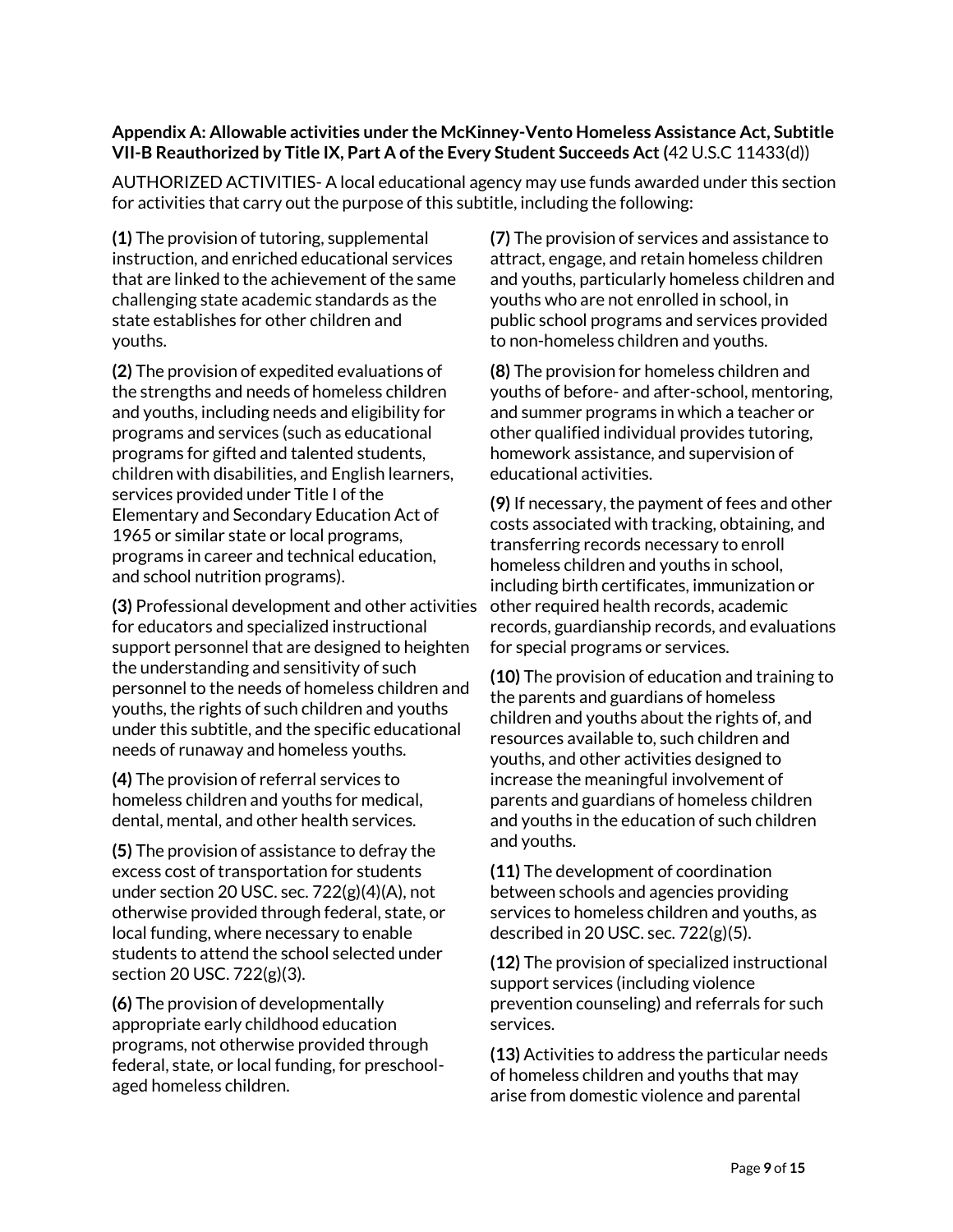**Appendix A: Allowable activities under the McKinney-Vento Homeless Assistance Act, Subtitle VII-B Reauthorized by Title IX, Part A of the Every Student Succeeds Act (**42 U.S.C 11433(d))

AUTHORIZED ACTIVITIES- A local educational agency may use funds awarded under this section for activities that carry out the purpose of this subtitle, including the following:

**(1)** The provision of tutoring, supplemental instruction, and enriched educational services that are linked to the achievement of the same challenging state academic standards as the state establishes for other children and youths.

**(2)** The provision of expedited evaluations of the strengths and needs of homeless children and youths, including needs and eligibility for programs and services (such as educational programs for gifted and talented students, children with disabilities, and English learners, services provided under Title I of the Elementary and Secondary Education Act of 1965 or similar state or local programs, programs in career and technical education, and school nutrition programs).

**(3)** Professional development and other activities for educators and specialized instructional support personnel that are designed to heighten the understanding and sensitivity of such personnel to the needs of homeless children and youths, the rights of such children and youths under this subtitle, and the specific educational needs of runaway and homeless youths.

**(4)** The provision of referral services to homeless children and youths for medical, dental, mental, and other health services.

**(5)** The provision of assistance to defray the excess cost of transportation for students under section 20 USC. sec. 722(g)(4)(A), not otherwise provided through federal, state, or local funding, where necessary to enable students to attend the school selected under section 20 USC. 722(g)(3).

**(6)** The provision of developmentally appropriate early childhood education programs, not otherwise provided through federal, state, or local funding, for preschool-aged homeless children.

**(7)** The provision of services and assistance to attract, engage, and retain homeless children and youths, particularly homeless children and youths who are not enrolled in school, in public school programs and services provided to non-homeless children and youths.

**(8)** The provision for homeless children and youths of before- and after-school, mentoring, and summer programs in which a teacher or other qualified individual provides tutoring, homework assistance, and supervision of educational activities.

**(9)** If necessary, the payment of fees and other costs associated with tracking, obtaining, and transferring records necessary to enroll homeless children and youths in school, including birth certificates, immunization or other required health records, academic records, guardianship records, and evaluations for special programs or services.

**(10)** The provision of education and training to the parents and guardians of homeless children and youths about the rights of, and resources available to, such children and youths, and other activities designed to increase the meaningful involvement of parents and guardians of homeless children and youths in the education of such children and youths.

**(11)** The development of coordination between schools and agencies providing services to homeless children and youths, as described in 20 USC. sec. 722(g)(5).

**(12)** The provision of specialized instructional support services (including violence prevention counseling) and referrals for such services.

**(13)** Activities to address the particular needs of homeless children and youths that may arise from domestic violence and parental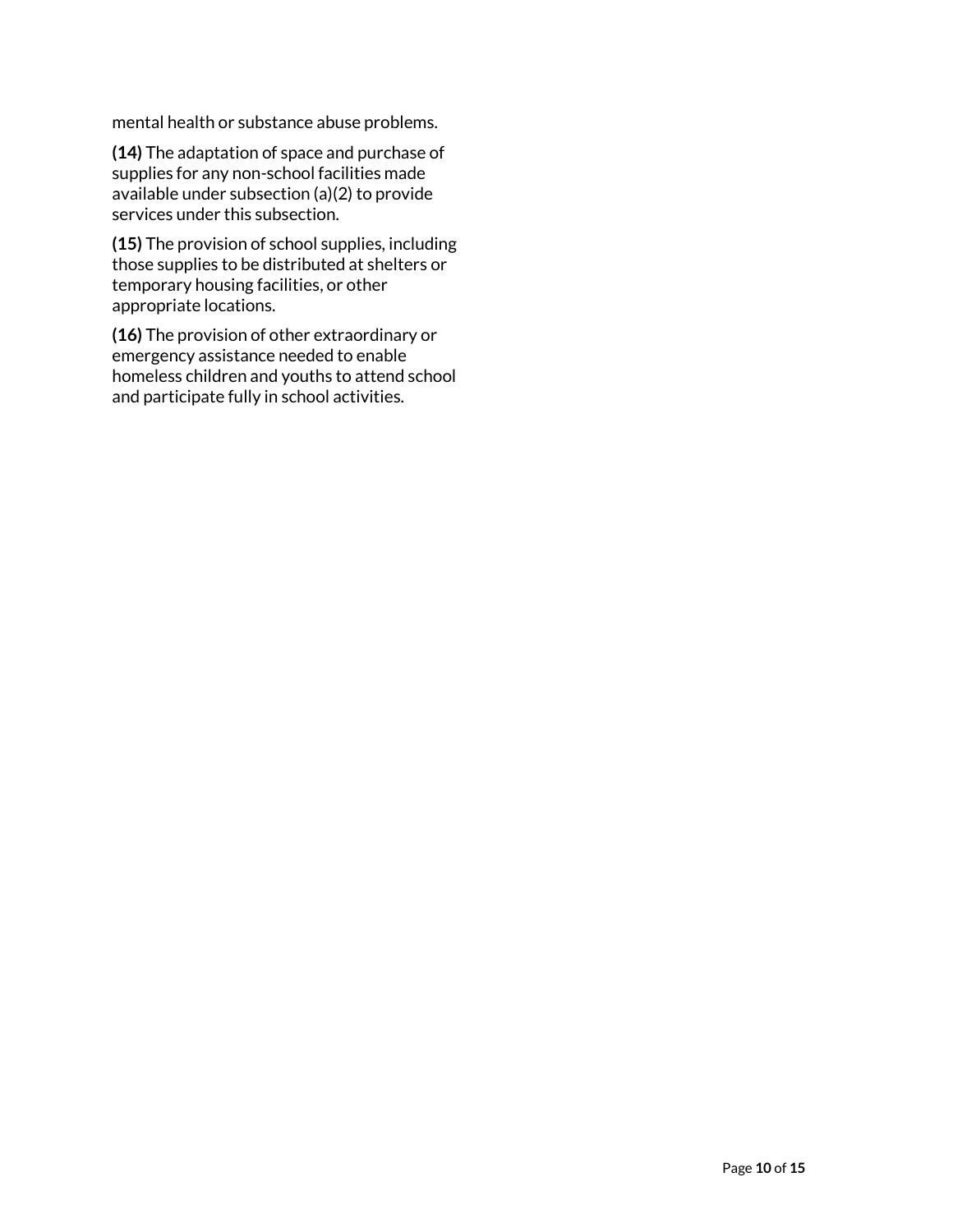mental health or substance abuse problems.

**(14)** The adaptation of space and purchase of supplies for any non-school facilities made available under subsection (a)(2) to provide services under this subsection.

**(15)** The provision of school supplies, including those supplies to be distributed at shelters or temporary housing facilities, or other appropriate locations.

**(16)** The provision of other extraordinary or emergency assistance needed to enable homeless children and youths to attend school and participate fully in school activities.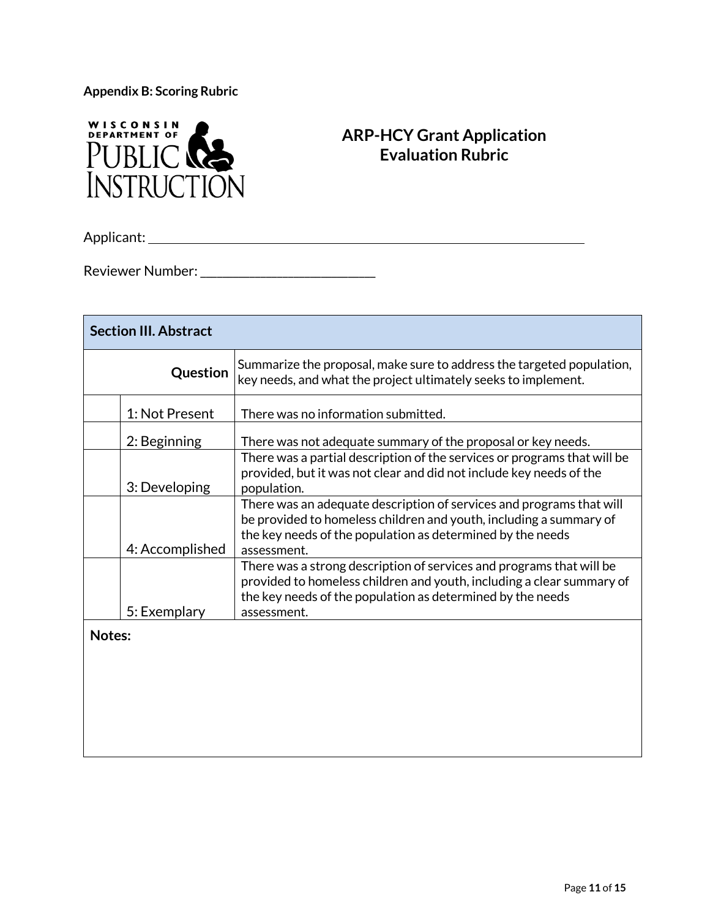**Appendix B: Scoring Rubric**

## ARP-HCY Grant Application Evaluation Rubric

Applicant: ____________________________________________

Reviewer Number: _________________________

| **Section III. Abstract** | | |
|---|---|---|
| | **Question** | Summarize the proposal, make sure to address the targeted population, key needs, and what the project ultimately seeks to implement. |
| | 1: Not Present | There was no information submitted. |
| | 2: Beginning | There was not adequate summary of the proposal or key needs. |
| | 3: Developing | There was a partial description of the services or programs that will be provided, but it was not clear and did not include key needs of the population. |
| | 4: Accomplished | There was an adequate description of services and programs that will be provided to homeless children and youth, including a summary of the key needs of the population as determined by the needs assessment. |
| | 5: Exemplary | There was a strong description of services and programs that will be provided to homeless children and youth, including a clear summary of the key needs of the population as determined by the needs assessment. |
| **Notes:** | | |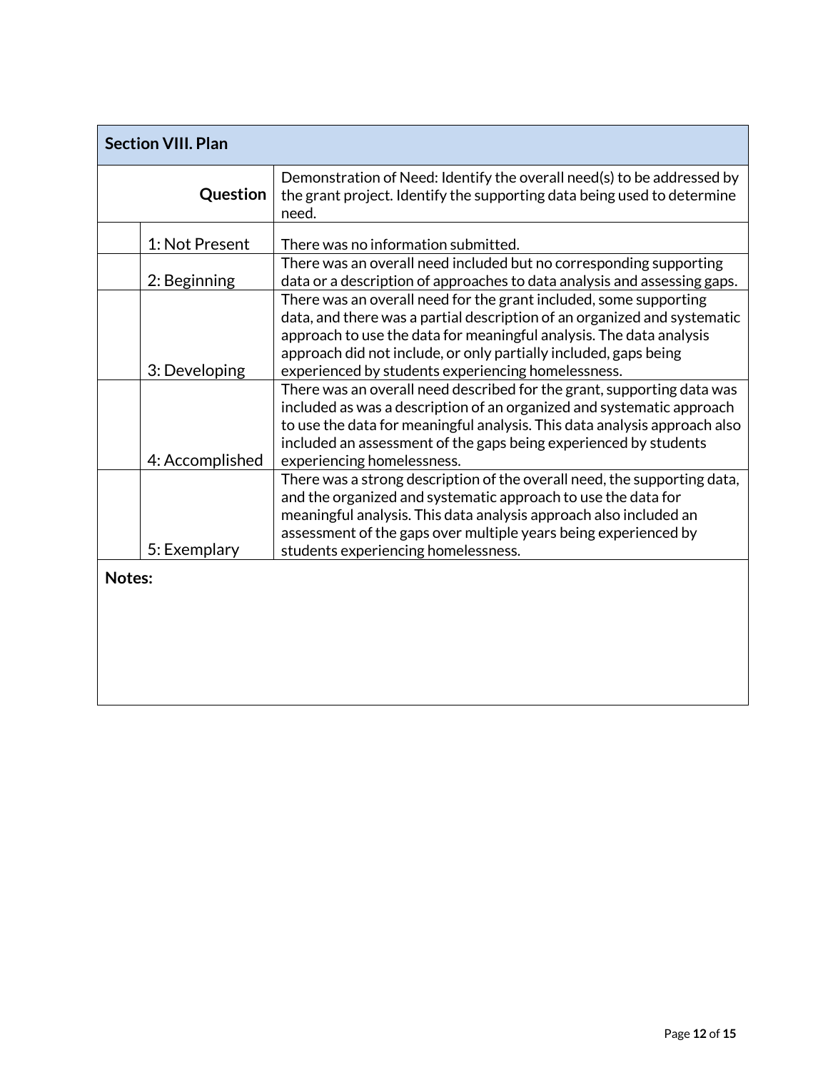| **Section VIII. Plan** | | |
|---|---|---|
| | **Question** | Demonstration of Need: Identify the overall need(s) to be addressed by the grant project. Identify the supporting data being used to determine need. |
| | 1: Not Present | There was no information submitted. |
| | 2: Beginning | There was an overall need included but no corresponding supporting data or a description of approaches to data analysis and assessing gaps. |
| | 3: Developing | There was an overall need for the grant included, some supporting data, and there was a partial description of an organized and systematic approach to use the data for meaningful analysis. The data analysis approach did not include, or only partially included, gaps being experienced by students experiencing homelessness. |
| | 4: Accomplished | There was an overall need described for the grant, supporting data was included as was a description of an organized and systematic approach to use the data for meaningful analysis. This data analysis approach also included an assessment of the gaps being experienced by students experiencing homelessness. |
| | 5: Exemplary | There was a strong description of the overall need, the supporting data, and the organized and systematic approach to use the data for meaningful analysis. This data analysis approach also included an assessment of the gaps over multiple years being experienced by students experiencing homelessness. |
| **Notes:** | | |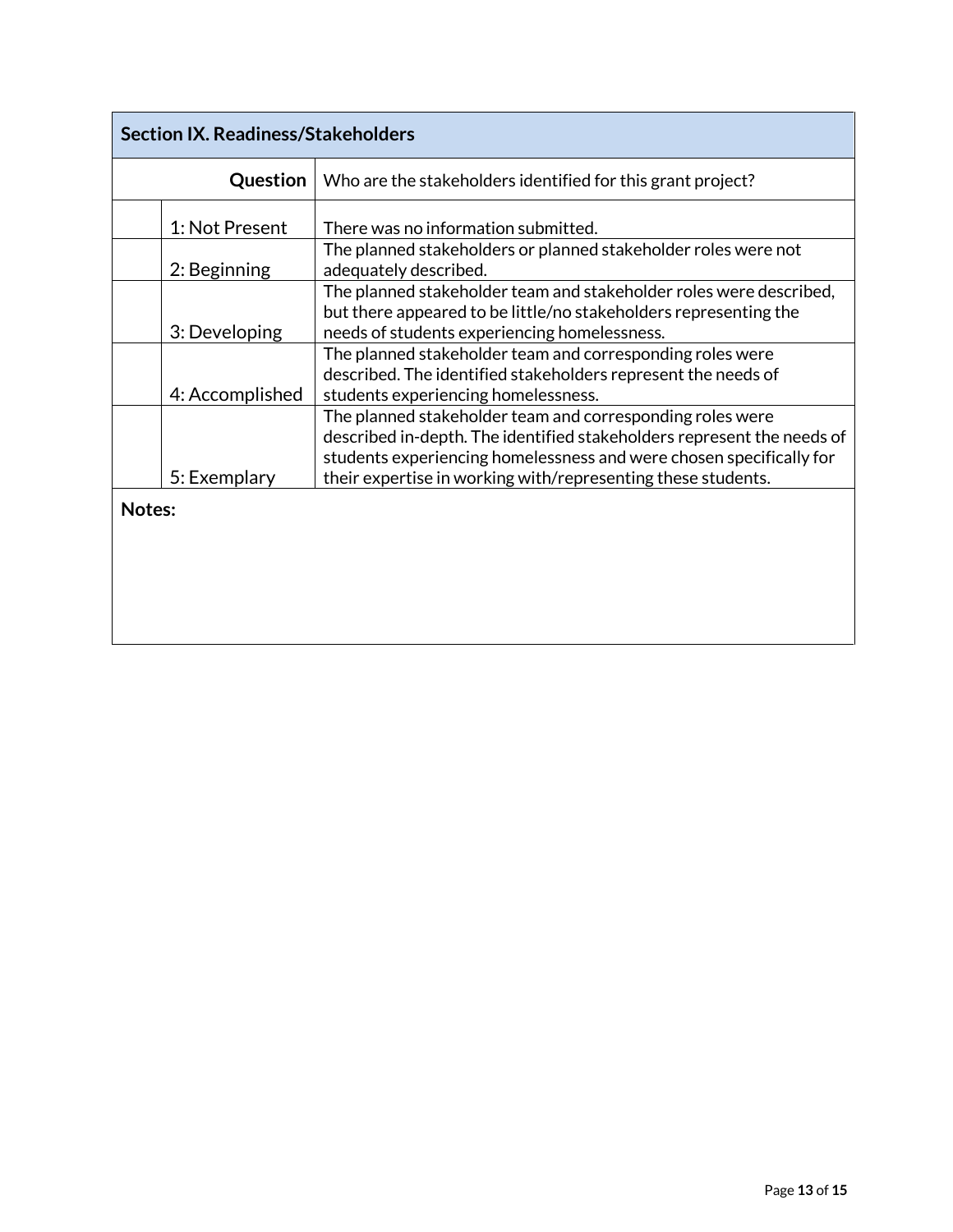| Section IX. Readiness/Stakeholders | | |
|---|---|---|
| | **Question** | Who are the stakeholders identified for this grant project? |
| | 1: Not Present | There was no information submitted. |
| | 2: Beginning | The planned stakeholders or planned stakeholder roles were not adequately described. |
| | 3: Developing | The planned stakeholder team and stakeholder roles were described, but there appeared to be little/no stakeholders representing the needs of students experiencing homelessness. |
| | 4: Accomplished | The planned stakeholder team and corresponding roles were described. The identified stakeholders represent the needs of students experiencing homelessness. |
| | 5: Exemplary | The planned stakeholder team and corresponding roles were described in-depth. The identified stakeholders represent the needs of students experiencing homelessness and were chosen specifically for their expertise in working with/representing these students. |
| **Notes:** | | |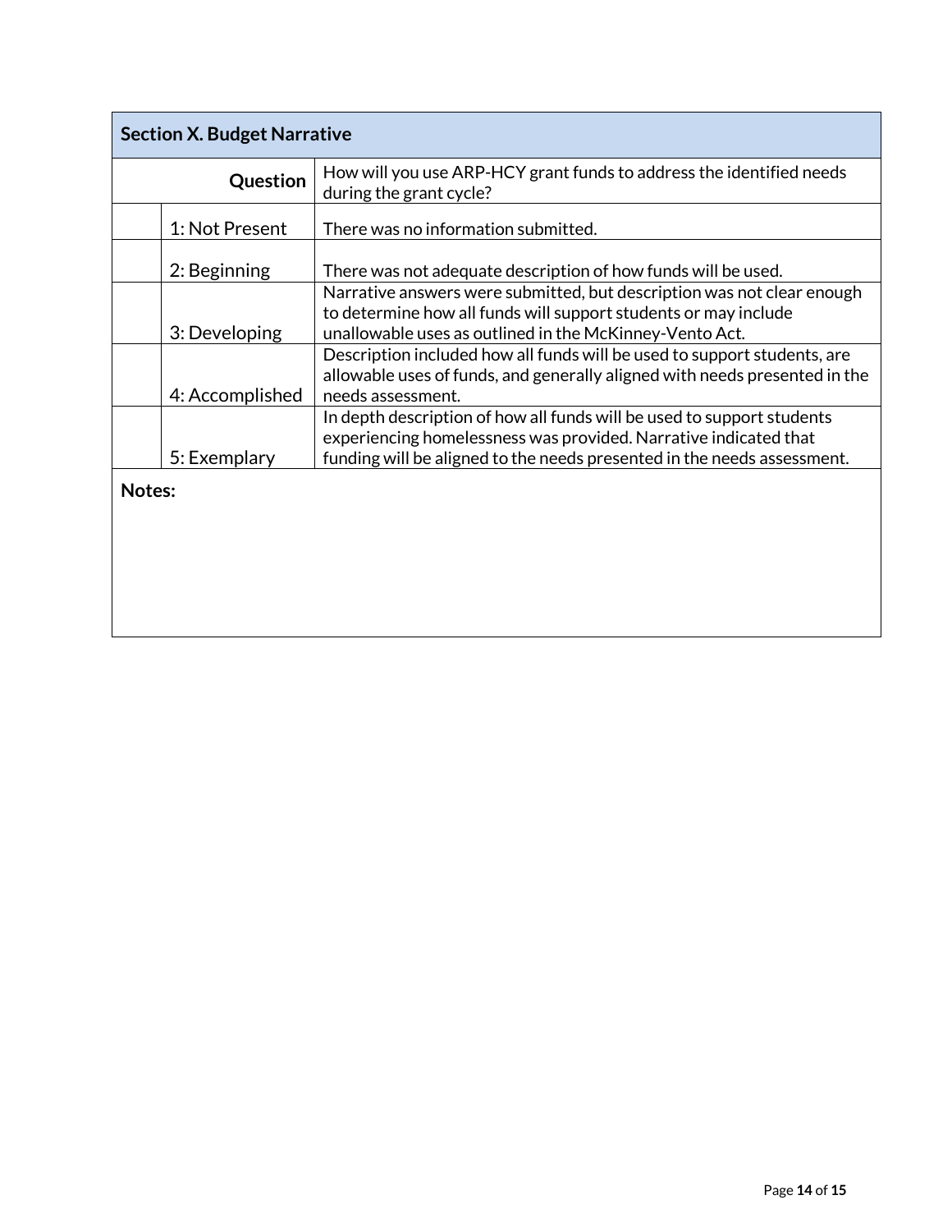| Section X. Budget Narrative | | |
|---|---|---|
| | **Question** | How will you use ARP-HCY grant funds to address the identified needs during the grant cycle? |
| | 1: Not Present | There was no information submitted. |
| | 2: Beginning | There was not adequate description of how funds will be used. |
| | 3: Developing | Narrative answers were submitted, but description was not clear enough to determine how all funds will support students or may include unallowable uses as outlined in the McKinney-Vento Act. |
| | 4: Accomplished | Description included how all funds will be used to support students, are allowable uses of funds, and generally aligned with needs presented in the needs assessment. |
| | 5: Exemplary | In depth description of how all funds will be used to support students experiencing homelessness was provided. Narrative indicated that funding will be aligned to the needs presented in the needs assessment. |
| **Notes:** | | |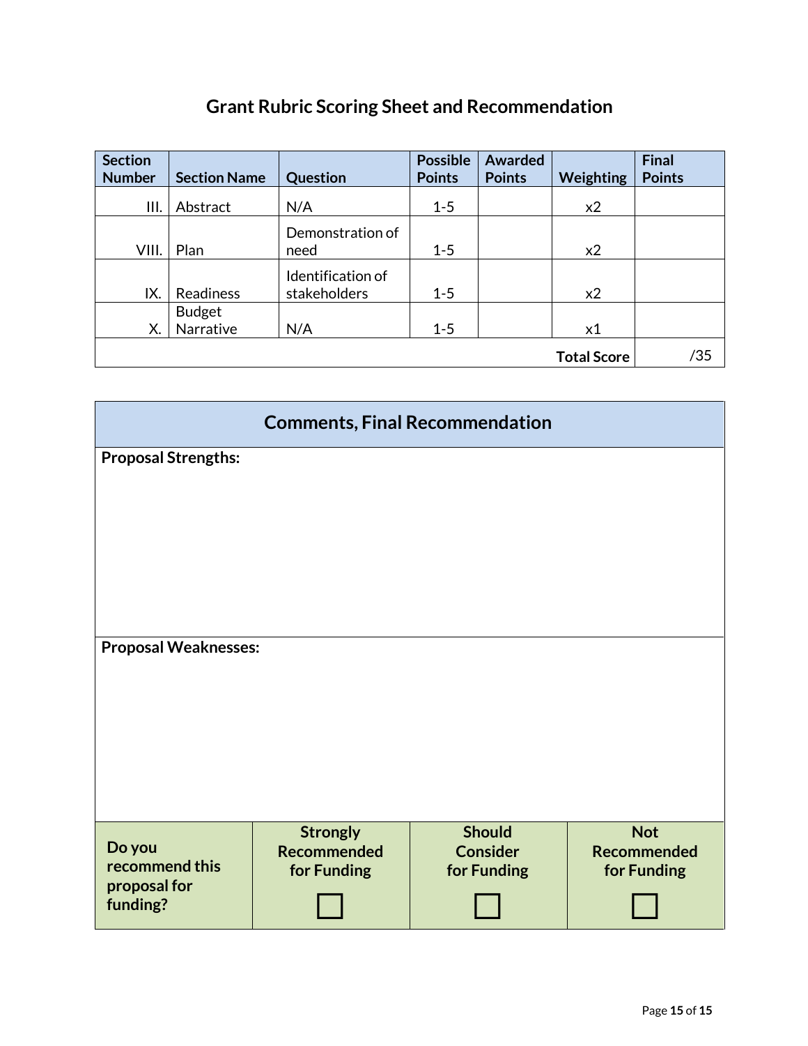# Grant Rubric Scoring Sheet and Recommendation

| Section Number | Section Name | Question | Possible Points | Awarded Points | Weighting | Final Points |
|---|---|---|---|---|---|---|
| III. | Abstract | N/A | 1-5 | | x2 | |
| VIII. | Plan | Demonstration of need | 1-5 | | x2 | |
| IX. | Readiness | Identification of stakeholders | 1-5 | | x2 | |
| X. | Budget Narrative | N/A | 1-5 | | x1 | |
| | | | | | **Total Score** | /35 |

| **Comments, Final Recommendation** | | | |
|---|---|---|---|
| **Proposal Strengths:** | | | |
| **Proposal Weaknesses:** | | | |
| **Do you recommend this proposal for funding?** | **Strongly Recommended for Funding** ☐ | **Should Consider for Funding** ☐ | **Not Recommended for Funding** ☐ |